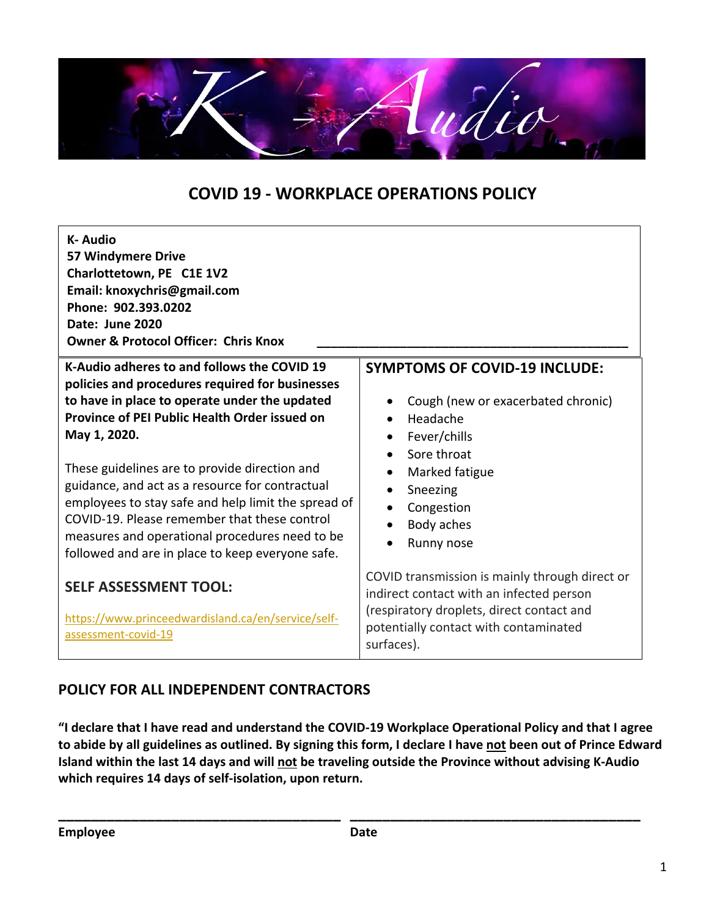# COVID 19 - WORKPLACE OPERATIONS POLICY

**K- Audio**
**57 Windymere Drive**
**Charlottetown, PE C1E 1V2**
**Email: knoxychris@gmail.com**
**Phone: 902.393.0202**
**Date: June 2020**
**Owner & Protocol Officer: Chris Knox** ______________________________________________

**K-Audio adheres to and follows the COVID 19 policies and procedures required for businesses to have in place to operate under the updated Province of PEI Public Health Order issued on May 1, 2020.**

These guidelines are to provide direction and guidance, and act as a resource for contractual employees to stay safe and help limit the spread of COVID-19. Please remember that these control measures and operational procedures need to be followed and are in place to keep everyone safe.

## SELF ASSESSMENT TOOL:

https://www.princeedwardisland.ca/en/service/self-assessment-covid-19

## SYMPTOMS OF COVID-19 INCLUDE:

- Cough (new or exacerbated chronic)
- Headache
- Fever/chills
- Sore throat
- Marked fatigue
- Sneezing
- Congestion
- Body aches
- Runny nose

COVID transmission is mainly through direct or indirect contact with an infected person (respiratory droplets, direct contact and potentially contact with contaminated surfaces).

## POLICY FOR ALL INDEPENDENT CONTRACTORS

**"I declare that I have read and understand the COVID-19 Workplace Operational Policy and that I agree to abide by all guidelines as outlined. By signing this form, I declare I have not been out of Prince Edward Island within the last 14 days and will not be traveling outside the Province without advising K-Audio which requires 14 days of self-isolation, upon return.**

______________________________________ ______________________________________

**Employee** **Date**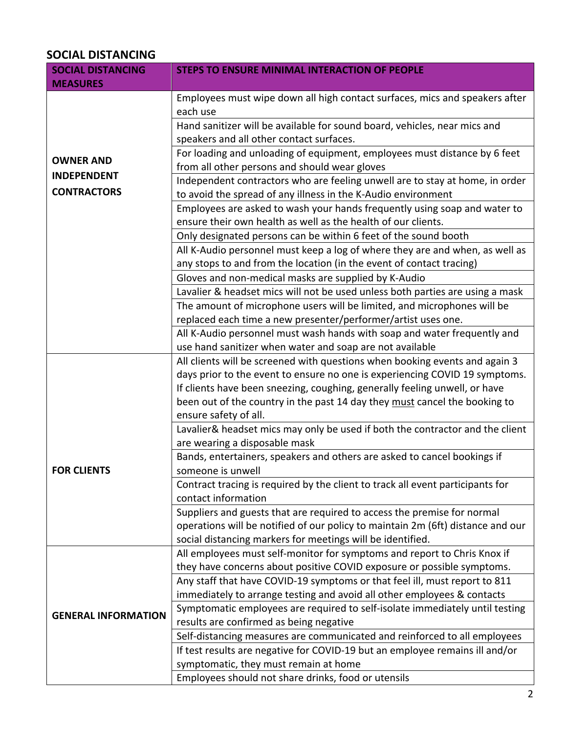## SOCIAL DISTANCING

| SOCIAL DISTANCING MEASURES | STEPS TO ENSURE MINIMAL INTERACTION OF PEOPLE |
|---|---|
| **OWNER AND INDEPENDENT CONTRACTORS** | Employees must wipe down all high contact surfaces, mics and speakers after each use |
| | Hand sanitizer will be available for sound board, vehicles, near mics and speakers and all other contact surfaces. |
| | For loading and unloading of equipment, employees must distance by 6 feet from all other persons and should wear gloves |
| | Independent contractors who are feeling unwell are to stay at home, in order to avoid the spread of any illness in the K-Audio environment |
| | Employees are asked to wash your hands frequently using soap and water to ensure their own health as well as the health of our clients. |
| | Only designated persons can be within 6 feet of the sound booth |
| | All K-Audio personnel must keep a log of where they are and when, as well as any stops to and from the location (in the event of contact tracing) |
| | Gloves and non-medical masks are supplied by K-Audio |
| | Lavalier & headset mics will not be used unless both parties are using a mask |
| | The amount of microphone users will be limited, and microphones will be replaced each time a new presenter/performer/artist uses one. |
| | All K-Audio personnel must wash hands with soap and water frequently and use hand sanitizer when water and soap are not available |
| **FOR CLIENTS** | All clients will be screened with questions when booking events and again 3 days prior to the event to ensure no one is experiencing COVID 19 symptoms. If clients have been sneezing, coughing, generally feeling unwell, or have been out of the country in the past 14 day they <u>must</u> cancel the booking to ensure safety of all. |
| | Lavalier& headset mics may only be used if both the contractor and the client are wearing a disposable mask |
| | Bands, entertainers, speakers and others are asked to cancel bookings if someone is unwell |
| | Contract tracing is required by the client to track all event participants for contact information |
| | Suppliers and guests that are required to access the premise for normal operations will be notified of our policy to maintain 2m (6ft) distance and our social distancing markers for meetings will be identified. |
| **GENERAL INFORMATION** | All employees must self-monitor for symptoms and report to Chris Knox if they have concerns about positive COVID exposure or possible symptoms. |
| | Any staff that have COVID-19 symptoms or that feel ill, must report to 811 immediately to arrange testing and avoid all other employees & contacts |
| | Symptomatic employees are required to self-isolate immediately until testing results are confirmed as being negative |
| | Self-distancing measures are communicated and reinforced to all employees |
| | If test results are negative for COVID-19 but an employee remains ill and/or symptomatic, they must remain at home |
| | Employees should not share drinks, food or utensils |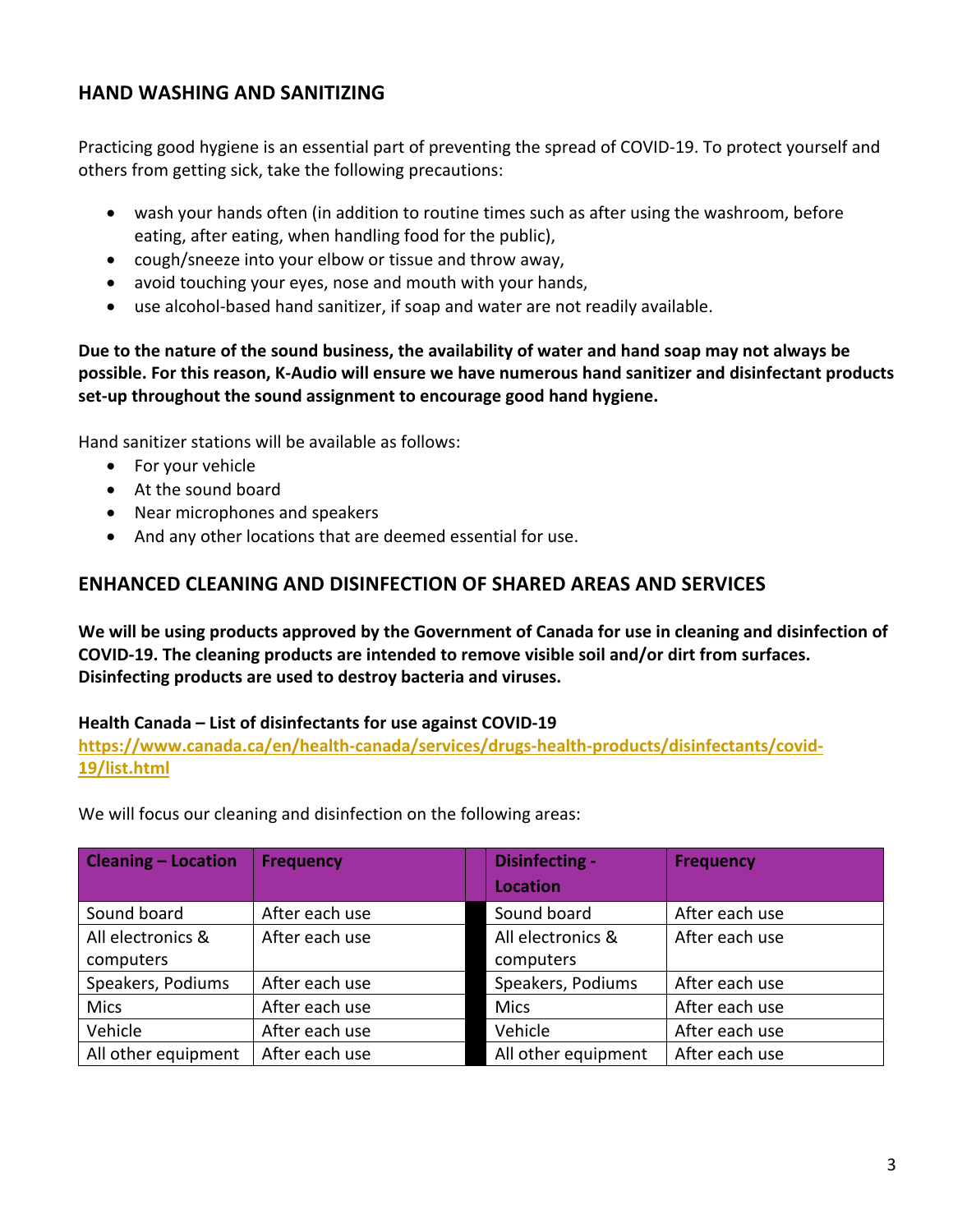## HAND WASHING AND SANITIZING

Practicing good hygiene is an essential part of preventing the spread of COVID-19. To protect yourself and others from getting sick, take the following precautions:

- wash your hands often (in addition to routine times such as after using the washroom, before eating, after eating, when handling food for the public),
- cough/sneeze into your elbow or tissue and throw away,
- avoid touching your eyes, nose and mouth with your hands,
- use alcohol-based hand sanitizer, if soap and water are not readily available.

**Due to the nature of the sound business, the availability of water and hand soap may not always be possible. For this reason, K-Audio will ensure we have numerous hand sanitizer and disinfectant products set-up throughout the sound assignment to encourage good hand hygiene.**

Hand sanitizer stations will be available as follows:

- For your vehicle
- At the sound board
- Near microphones and speakers
- And any other locations that are deemed essential for use.

## ENHANCED CLEANING AND DISINFECTION OF SHARED AREAS AND SERVICES

**We will be using products approved by the Government of Canada for use in cleaning and disinfection of COVID-19. The cleaning products are intended to remove visible soil and/or dirt from surfaces. Disinfecting products are used to destroy bacteria and viruses.**

**Health Canada – List of disinfectants for use against COVID-19**
https://www.canada.ca/en/health-canada/services/drugs-health-products/disinfectants/covid-19/list.html

We will focus our cleaning and disinfection on the following areas:

| Cleaning – Location | Frequency | | Disinfecting - Location | Frequency |
|---|---|---|---|---|
| Sound board | After each use | | Sound board | After each use |
| All electronics & computers | After each use | | All electronics & computers | After each use |
| Speakers, Podiums | After each use | | Speakers, Podiums | After each use |
| Mics | After each use | | Mics | After each use |
| Vehicle | After each use | | Vehicle | After each use |
| All other equipment | After each use | | All other equipment | After each use |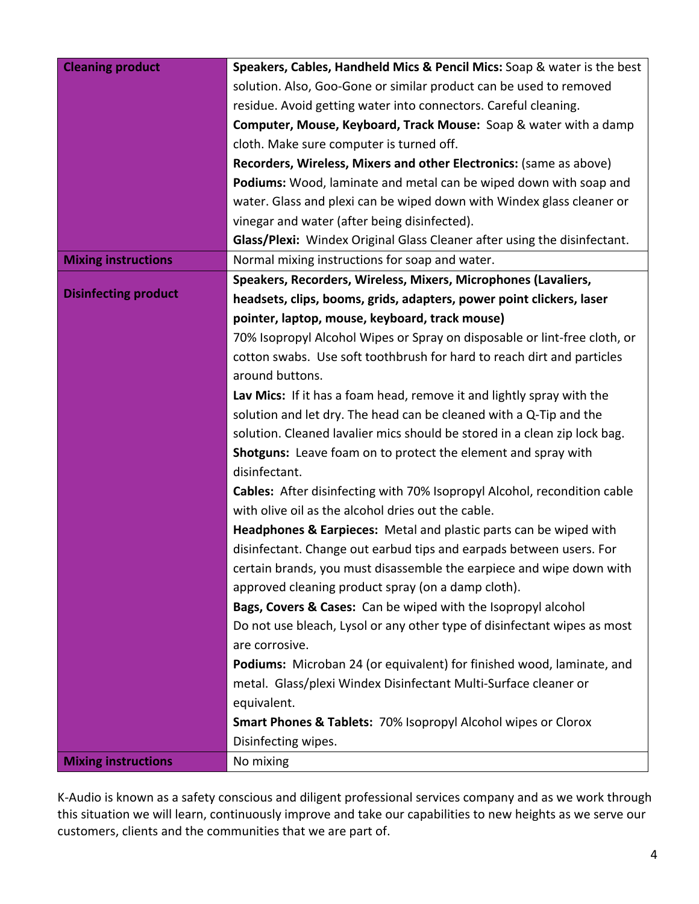| | |
|---|---|
| **Cleaning product** | **Speakers, Cables, Handheld Mics & Pencil Mics:** Soap & water is the best solution. Also, Goo-Gone or similar product can be used to removed residue. Avoid getting water into connectors. Careful cleaning.<br>**Computer, Mouse, Keyboard, Track Mouse:** Soap & water with a damp cloth. Make sure computer is turned off.<br>**Recorders, Wireless, Mixers and other Electronics:** (same as above)<br>**Podiums:** Wood, laminate and metal can be wiped down with soap and water. Glass and plexi can be wiped down with Windex glass cleaner or vinegar and water (after being disinfected).<br>**Glass/Plexi:** Windex Original Glass Cleaner after using the disinfectant. |
| **Mixing instructions** | Normal mixing instructions for soap and water. |
| **Disinfecting product** | **Speakers, Recorders, Wireless, Mixers, Microphones (Lavaliers, headsets, clips, booms, grids, adapters, power point clickers, laser pointer, laptop, mouse, keyboard, track mouse)**<br>70% Isopropyl Alcohol Wipes or Spray on disposable or lint-free cloth, or cotton swabs. Use soft toothbrush for hard to reach dirt and particles around buttons.<br>**Lav Mics:** If it has a foam head, remove it and lightly spray with the solution and let dry. The head can be cleaned with a Q-Tip and the solution. Cleaned lavalier mics should be stored in a clean zip lock bag.<br>**Shotguns:** Leave foam on to protect the element and spray with disinfectant.<br>**Cables:** After disinfecting with 70% Isopropyl Alcohol, recondition cable with olive oil as the alcohol dries out the cable.<br>**Headphones & Earpieces:** Metal and plastic parts can be wiped with disinfectant. Change out earbud tips and earpads between users. For certain brands, you must disassemble the earpiece and wipe down with approved cleaning product spray (on a damp cloth).<br>**Bags, Covers & Cases:** Can be wiped with the Isopropyl alcohol<br>Do not use bleach, Lysol or any other type of disinfectant wipes as most are corrosive.<br>**Podiums:** Microban 24 (or equivalent) for finished wood, laminate, and metal. Glass/plexi Windex Disinfectant Multi-Surface cleaner or equivalent.<br>**Smart Phones & Tablets:** 70% Isopropyl Alcohol wipes or Clorox Disinfecting wipes. |
| **Mixing instructions** | No mixing |

K-Audio is known as a safety conscious and diligent professional services company and as we work through this situation we will learn, continuously improve and take our capabilities to new heights as we serve our customers, clients and the communities that we are part of.